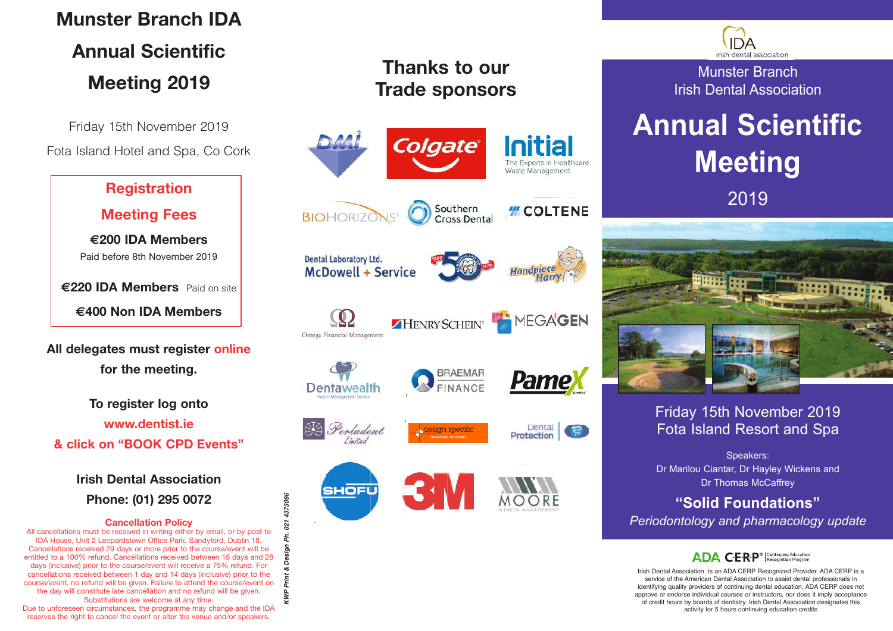# Munster Branch IDA Annual Scientific Meeting 2019

Friday 15th November 2019

Fota Island Hotel and Spa, Co Cork

## Registration

### Meeting Fees

**€200 IDA Members**

Paid before 8th November 2019

**€220 IDA Members** Paid on site

**€400 Non IDA Members**

**All delegates must register online for the meeting.**

**To register log onto www.dentist.ie & click on "BOOK CPD Events"**

**Irish Dental Association**

**Phone: (01) 295 0072**

**Cancellation Policy**

All cancellations must be received in writing either by email, or by post to IDA House, Unit 2 Leopardstown Office Park, Sandyford, Dublin 18. Cancellations received 29 days or more prior to the course/event will be entitled to a 100% refund. Cancellations received between 15 days and 28 days (inclusive) prior to the course/event will receive a 75% refund. For cancellations received between 1 day and 14 days (inclusive) prior to the course/event, no refund will be given. Failure to attend the course/event on the day will constitute late cancellation and no refund will be given. Substitutions are welcome at any time.

Due to unforeseen circumstances, the programme may change and the IDA reserves the right to cancel the event or alter the venue and/or speakers.

*KWP Print & Design Ph. 021 4373096*

## Thanks to our Trade sponsors

DMI, Colgate, Initial – The Experts in Healthcare Waste Management, BioHorizons, Southern Cross Dental, Coltene, Dental Laboratory Ltd. McDowell + Service, 50 Years 1969–2019, Handpiece Harry, Omega Financial Management, Henry Schein, MegaGen, Dentawealth Wealth Management Service, Braemar Finance, Pamex Limited, Perladent Limited, Design Specific, Dental Protection, Shofu, 3M, Moore Wealth Management

IDA irish dental association

Munster Branch
Irish Dental Association

# Annual Scientific Meeting

2019

Friday 15th November 2019
Fota Island Resort and Spa

Speakers:
Dr Marilou Ciantar, Dr Hayley Wickens and Dr Thomas McCaffrey

**"Solid Foundations"**

*Periodontology and pharmacology update*

ADA CERP® Continuing Education Recognition Program

Irish Dental Association is an ADA CERP Recognized Provider. ADA CERP is a service of the American Dental Association to assist dental professionals in identifying quality providers of continuing dental education. ADA CERP does not approve or endorse individual courses or instructors, nor does it imply acceptance of credit hours by boards of dentistry. Irish Dental Association designates this activity for 5 hours continuing education credits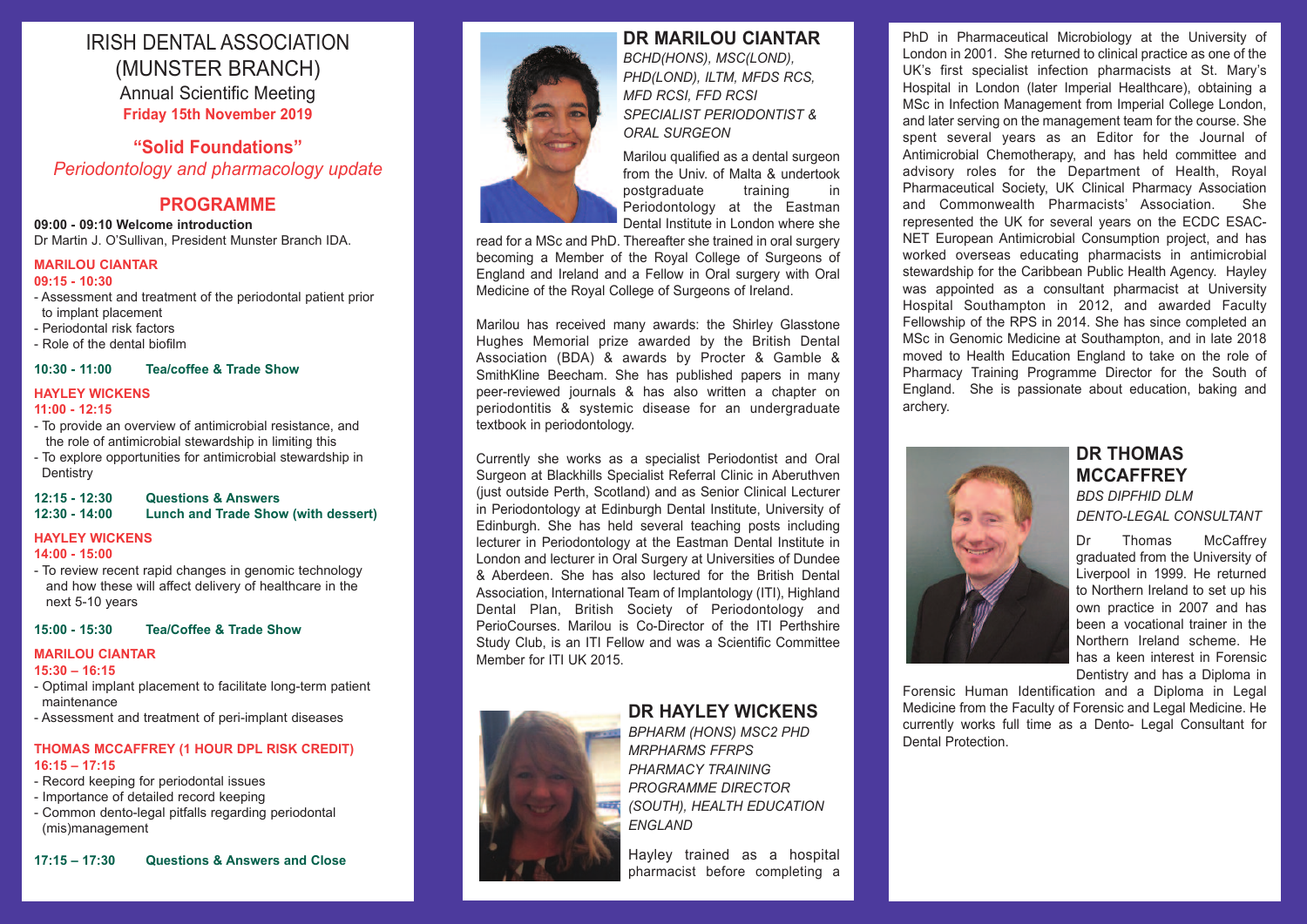# IRISH DENTAL ASSOCIATION (MUNSTER BRANCH)

## Annual Scientific Meeting

**Friday 15th November 2019**

**"Solid Foundations"**

*Periodontology and pharmacology update*

## PROGRAMME

**09:00 - 09:10 Welcome introduction**
Dr Martin J. O'Sullivan, President Munster Branch IDA.

**MARILOU CIANTAR**
**09:15 - 10:30**
- Assessment and treatment of the periodontal patient prior to implant placement
- Periodontal risk factors
- Role of the dental biofilm

**10:30 - 11:00 Tea/coffee & Trade Show**

**HAYLEY WICKENS**
**11:00 - 12:15**
- To provide an overview of antimicrobial resistance, and the role of antimicrobial stewardship in limiting this
- To explore opportunities for antimicrobial stewardship in Dentistry

**12:15 - 12:30 Questions & Answers**
**12:30 - 14:00 Lunch and Trade Show (with dessert)**

**HAYLEY WICKENS**
**14:00 - 15:00**
- To review recent rapid changes in genomic technology and how these will affect delivery of healthcare in the next 5-10 years

**15:00 - 15:30 Tea/Coffee & Trade Show**

**MARILOU CIANTAR**
**15:30 – 16:15**
- Optimal implant placement to facilitate long-term patient maintenance
- Assessment and treatment of peri-implant diseases

**THOMAS MCCAFFREY (1 HOUR DPL RISK CREDIT)**
**16:15 – 17:15**
- Record keeping for periodontal issues
- Importance of detailed record keeping
- Common dento-legal pitfalls regarding periodontal (mis)management

**17:15 – 17:30 Questions & Answers and Close**

## DR MARILOU CIANTAR

*BCHD(HONS), MSC(LOND), PHD(LOND), ILTM, MFDS RCS, MFD RCSI, FFD RCSI*
*SPECIALIST PERIODONTIST & ORAL SURGEON*

Marilou qualified as a dental surgeon from the Univ. of Malta & undertook postgraduate training in Periodontology at the Eastman Dental Institute in London where she read for a MSc and PhD. Thereafter she trained in oral surgery becoming a Member of the Royal College of Surgeons of England and Ireland and a Fellow in Oral surgery with Oral Medicine of the Royal College of Surgeons of Ireland.

Marilou has received many awards: the Shirley Glasstone Hughes Memorial prize awarded by the British Dental Association (BDA) & awards by Procter & Gamble & SmithKline Beecham. She has published papers in many peer-reviewed journals & has also written a chapter on periodontitis & systemic disease for an undergraduate textbook in periodontology.

Currently she works as a specialist Periodontist and Oral Surgeon at Blackhills Specialist Referral Clinic in Aberuthven (just outside Perth, Scotland) and as Senior Clinical Lecturer in Periodontology at Edinburgh Dental Institute, University of Edinburgh. She has held several teaching posts including lecturer in Periodontology at the Eastman Dental Institute in London and lecturer in Oral Surgery at Universities of Dundee & Aberdeen. She has also lectured for the British Dental Association, International Team of Implantology (ITI), Highland Dental Plan, British Society of Periodontology and PerioCourses. Marilou is Co-Director of the ITI Perthshire Study Club, is an ITI Fellow and was a Scientific Committee Member for ITI UK 2015.

## DR HAYLEY WICKENS

*BPHARM (HONS) MSC2 PHD MRPHARMS FFRPS*
*PHARMACY TRAINING PROGRAMME DIRECTOR (SOUTH), HEALTH EDUCATION ENGLAND*

Hayley trained as a hospital pharmacist before completing a PhD in Pharmaceutical Microbiology at the University of London in 2001. She returned to clinical practice as one of the UK's first specialist infection pharmacists at St. Mary's Hospital in London (later Imperial Healthcare), obtaining a MSc in Infection Management from Imperial College London, and later serving on the management team for the course. She spent several years as an Editor for the Journal of Antimicrobial Chemotherapy, and has held committee and advisory roles for the Department of Health, Royal Pharmaceutical Society, UK Clinical Pharmacy Association and Commonwealth Pharmacists' Association. She represented the UK for several years on the ECDC ESAC-NET European Antimicrobial Consumption project, and has worked overseas educating pharmacists in antimicrobial stewardship for the Caribbean Public Health Agency. Hayley was appointed as a consultant pharmacist at University Hospital Southampton in 2012, and awarded Faculty Fellowship of the RPS in 2014. She has since completed an MSc in Genomic Medicine at Southampton, and in late 2018 moved to Health Education England to take on the role of Pharmacy Training Programme Director for the South of England. She is passionate about education, baking and archery.

## DR THOMAS MCCAFFREY

*BDS DIPFHID DLM*
*DENTO-LEGAL CONSULTANT*

Dr Thomas McCaffrey graduated from the University of Liverpool in 1999. He returned to Northern Ireland to set up his own practice in 2007 and has been a vocational trainer in the Northern Ireland scheme. He has a keen interest in Forensic Dentistry and has a Diploma in Forensic Human Identification and a Diploma in Legal Medicine from the Faculty of Forensic and Legal Medicine. He currently works full time as a Dento- Legal Consultant for Dental Protection.